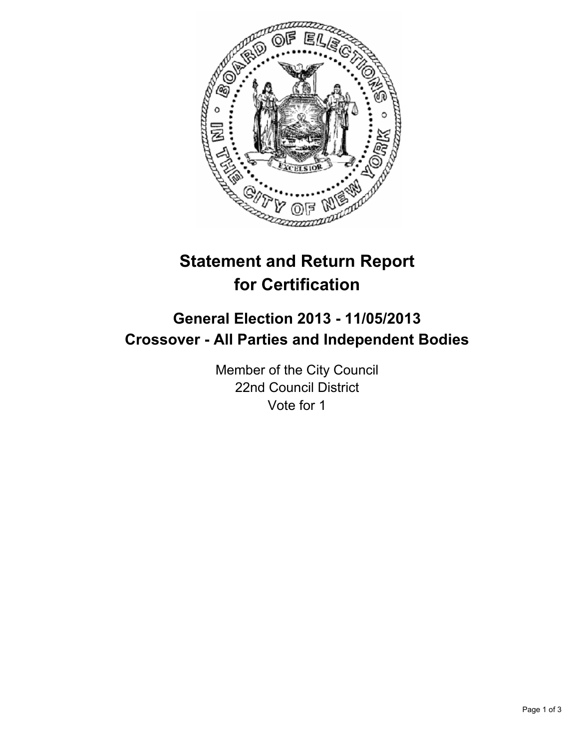# Statement and Return Report for Certification

## General Election 2013 - 11/05/2013
## Crossover - All Parties and Independent Bodies

Member of the City Council
22nd Council District
Vote for 1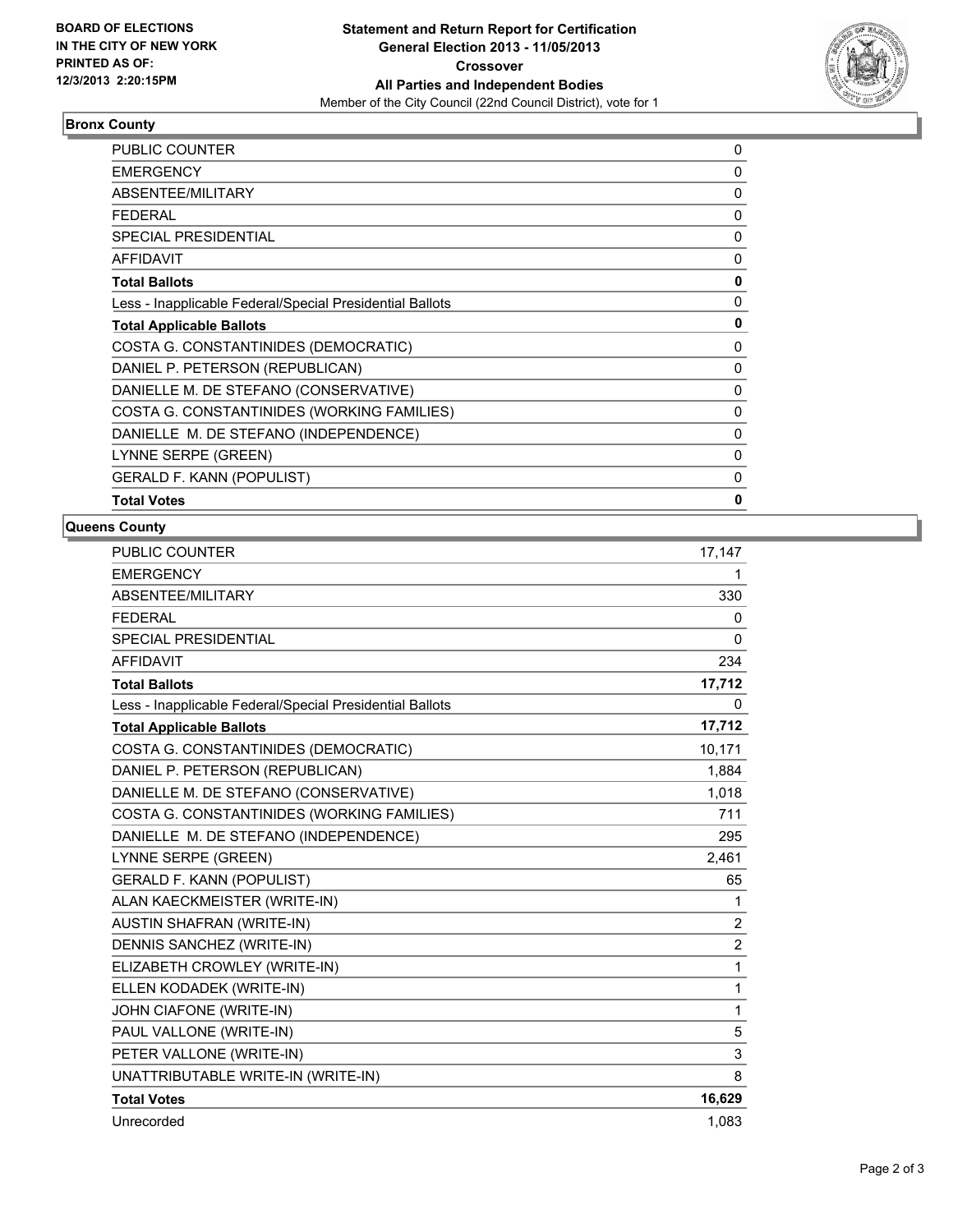**BOARD OF ELECTIONS IN THE CITY OF NEW YORK PRINTED AS OF: 12/3/2013 2:20:15PM**

**Statement and Return Report for Certification General Election 2013 - 11/05/2013 Crossover All Parties and Independent Bodies**

Member of the City Council (22nd Council District), vote for 1

## Bronx County

| | |
|---|---|
| PUBLIC COUNTER | 0 |
| EMERGENCY | 0 |
| ABSENTEE/MILITARY | 0 |
| FEDERAL | 0 |
| SPECIAL PRESIDENTIAL | 0 |
| AFFIDAVIT | 0 |
| **Total Ballots** | **0** |
| Less - Inapplicable Federal/Special Presidential Ballots | 0 |
| **Total Applicable Ballots** | **0** |
| COSTA G. CONSTANTINIDES (DEMOCRATIC) | 0 |
| DANIEL P. PETERSON (REPUBLICAN) | 0 |
| DANIELLE M. DE STEFANO (CONSERVATIVE) | 0 |
| COSTA G. CONSTANTINIDES (WORKING FAMILIES) | 0 |
| DANIELLE M. DE STEFANO (INDEPENDENCE) | 0 |
| LYNNE SERPE (GREEN) | 0 |
| GERALD F. KANN (POPULIST) | 0 |
| **Total Votes** | **0** |

## Queens County

| | |
|---|---|
| PUBLIC COUNTER | 17,147 |
| EMERGENCY | 1 |
| ABSENTEE/MILITARY | 330 |
| FEDERAL | 0 |
| SPECIAL PRESIDENTIAL | 0 |
| AFFIDAVIT | 234 |
| **Total Ballots** | **17,712** |
| Less - Inapplicable Federal/Special Presidential Ballots | 0 |
| **Total Applicable Ballots** | **17,712** |
| COSTA G. CONSTANTINIDES (DEMOCRATIC) | 10,171 |
| DANIEL P. PETERSON (REPUBLICAN) | 1,884 |
| DANIELLE M. DE STEFANO (CONSERVATIVE) | 1,018 |
| COSTA G. CONSTANTINIDES (WORKING FAMILIES) | 711 |
| DANIELLE M. DE STEFANO (INDEPENDENCE) | 295 |
| LYNNE SERPE (GREEN) | 2,461 |
| GERALD F. KANN (POPULIST) | 65 |
| ALAN KAECKMEISTER (WRITE-IN) | 1 |
| AUSTIN SHAFRAN (WRITE-IN) | 2 |
| DENNIS SANCHEZ (WRITE-IN) | 2 |
| ELIZABETH CROWLEY (WRITE-IN) | 1 |
| ELLEN KODADEK (WRITE-IN) | 1 |
| JOHN CIAFONE (WRITE-IN) | 1 |
| PAUL VALLONE (WRITE-IN) | 5 |
| PETER VALLONE (WRITE-IN) | 3 |
| UNATTRIBUTABLE WRITE-IN (WRITE-IN) | 8 |
| **Total Votes** | **16,629** |
| Unrecorded | 1,083 |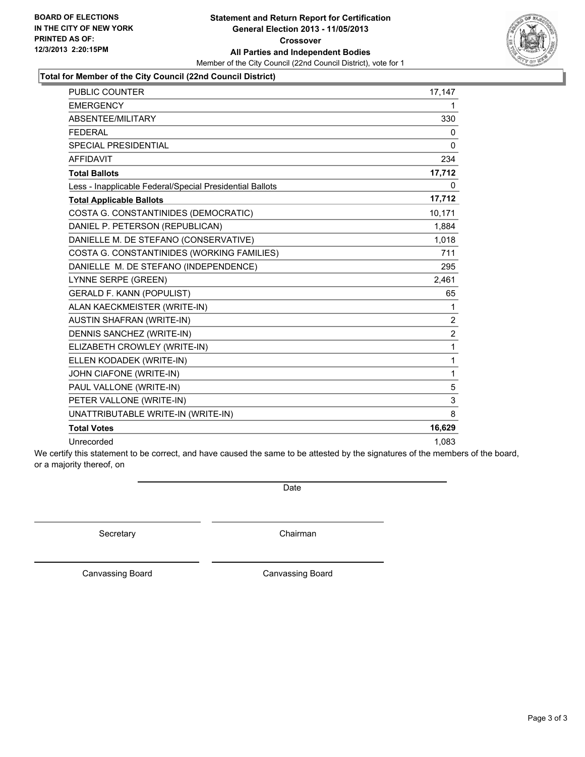**BOARD OF ELECTIONS IN THE CITY OF NEW YORK PRINTED AS OF: 12/3/2013 2:20:15PM**

**Statement and Return Report for Certification General Election 2013 - 11/05/2013 Crossover All Parties and Independent Bodies**

Member of the City Council (22nd Council District), vote for 1

**Total for Member of the City Council (22nd Council District)**

| | |
|---|---|
| PUBLIC COUNTER | 17,147 |
| EMERGENCY | 1 |
| ABSENTEE/MILITARY | 330 |
| FEDERAL | 0 |
| SPECIAL PRESIDENTIAL | 0 |
| AFFIDAVIT | 234 |
| **Total Ballots** | **17,712** |
| Less - Inapplicable Federal/Special Presidential Ballots | 0 |
| **Total Applicable Ballots** | **17,712** |
| COSTA G. CONSTANTINIDES (DEMOCRATIC) | 10,171 |
| DANIEL P. PETERSON (REPUBLICAN) | 1,884 |
| DANIELLE M. DE STEFANO (CONSERVATIVE) | 1,018 |
| COSTA G. CONSTANTINIDES (WORKING FAMILIES) | 711 |
| DANIELLE M. DE STEFANO (INDEPENDENCE) | 295 |
| LYNNE SERPE (GREEN) | 2,461 |
| GERALD F. KANN (POPULIST) | 65 |
| ALAN KAECKMEISTER (WRITE-IN) | 1 |
| AUSTIN SHAFRAN (WRITE-IN) | 2 |
| DENNIS SANCHEZ (WRITE-IN) | 2 |
| ELIZABETH CROWLEY (WRITE-IN) | 1 |
| ELLEN KODADEK (WRITE-IN) | 1 |
| JOHN CIAFONE (WRITE-IN) | 1 |
| PAUL VALLONE (WRITE-IN) | 5 |
| PETER VALLONE (WRITE-IN) | 3 |
| UNATTRIBUTABLE WRITE-IN (WRITE-IN) | 8 |
| **Total Votes** | **16,629** |
| Unrecorded | 1,083 |

We certify this statement to be correct, and have caused the same to be attested by the signatures of the members of the board, or a majority thereof, on

Date

Secretary

Chairman

Canvassing Board

Canvassing Board